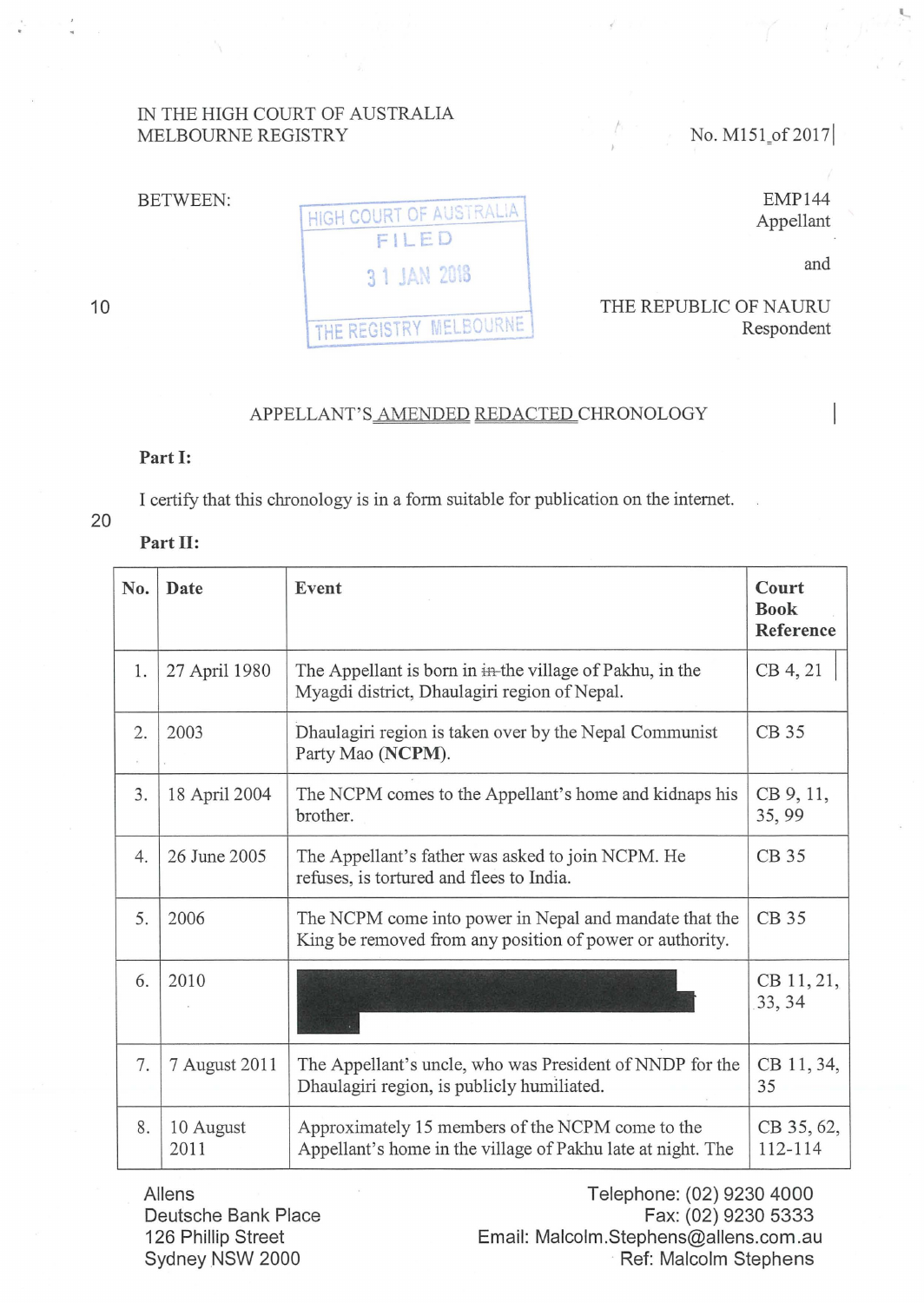IN THE HIGH COURT OF AUSTRALIA
MELBOURNE REGISTRY

No. M151 of 2017

BETWEEN:

HIGH COURT OF AUSTRALIA
FILED
31 JAN 2018
THE REGISTRY MELBOURNE

EMP144
Appellant

and

THE REPUBLIC OF NAURU
Respondent

APPELLANT'S AMENDED REDACTED CHRONOLOGY

**Part I:**

I certify that this chronology is in a form suitable for publication on the internet.

**Part II:**

| No. | Date | Event | Court Book Reference |
|---|---|---|---|
| 1. | 27 April 1980 | The Appellant is born in ~~in~~ the village of Pakhu, in the Myagdi district, Dhaulagiri region of Nepal. | CB 4, 21 |
| 2. | 2003 | Dhaulagiri region is taken over by the Nepal Communist Party Mao (**NCPM**). | CB 35 |
| 3. | 18 April 2004 | The NCPM comes to the Appellant's home and kidnaps his brother. | CB 9, 11, 35, 99 |
| 4. | 26 June 2005 | The Appellant's father was asked to join NCPM. He refuses, is tortured and flees to India. | CB 35 |
| 5. | 2006 | The NCPM come into power in Nepal and mandate that the King be removed from any position of power or authority. | CB 35 |
| 6. | 2010 | [REDACTED] | CB 11, 21, 33, 34 |
| 7. | 7 August 2011 | The Appellant's uncle, who was President of NNDP for the Dhaulagiri region, is publicly humiliated. | CB 11, 34, 35 |
| 8. | 10 August 2011 | Approximately 15 members of the NCPM come to the Appellant's home in the village of Pakhu late at night. The | CB 35, 62, 112-114 |

Allens
Deutsche Bank Place
126 Phillip Street
Sydney NSW 2000

Telephone: (02) 9230 4000
Fax: (02) 9230 5333
Email: Malcolm.Stephens@allens.com.au
Ref: Malcolm Stephens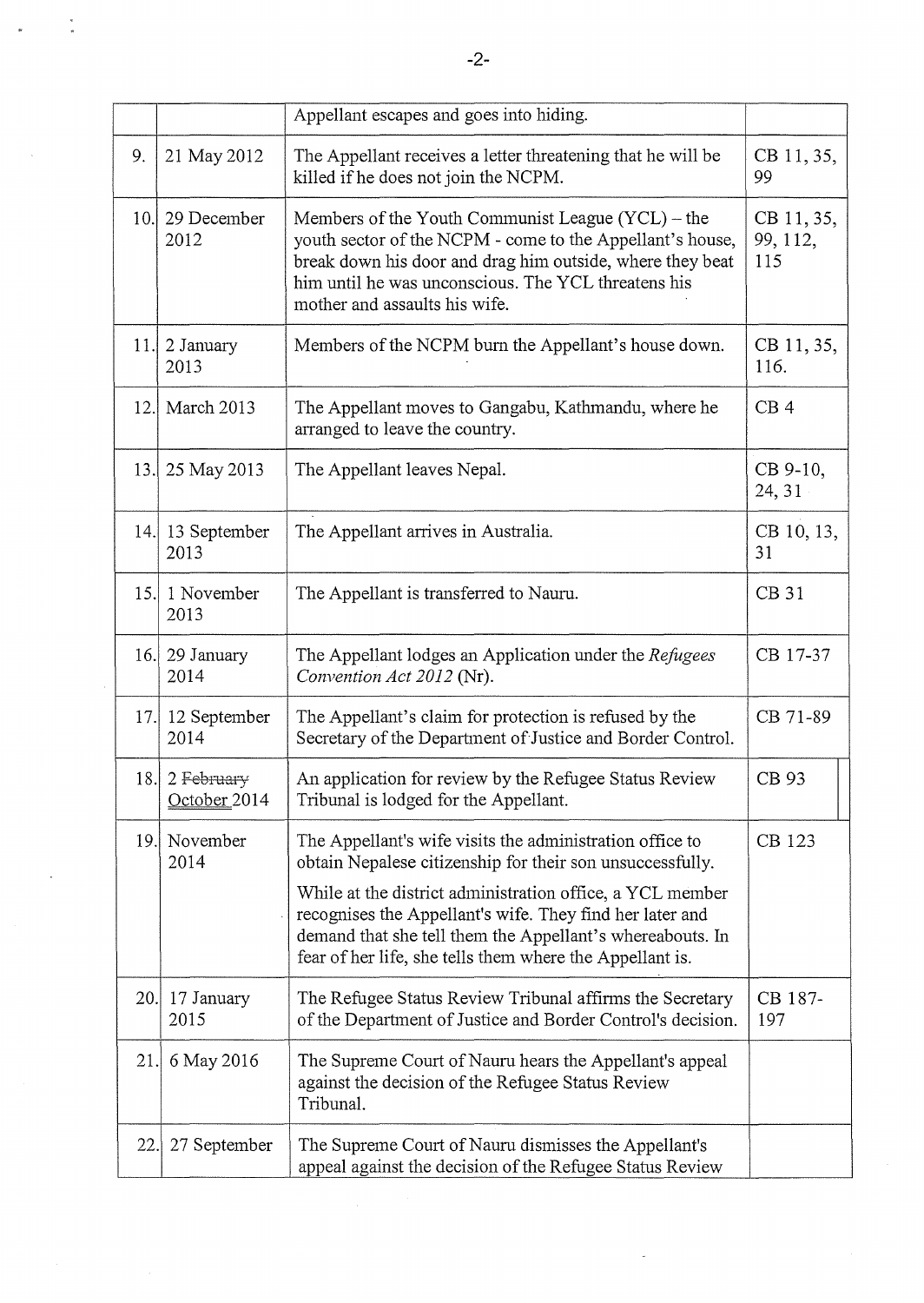| | | | |
|---|---|---|---|
| | | Appellant escapes and goes into hiding. | |
| 9. | 21 May 2012 | The Appellant receives a letter threatening that he will be killed if he does not join the NCPM. | CB 11, 35, 99 |
| 10. | 29 December 2012 | Members of the Youth Communist League (YCL) – the youth sector of the NCPM - come to the Appellant's house, break down his door and drag him outside, where they beat him until he was unconscious. The YCL threatens his mother and assaults his wife. | CB 11, 35, 99, 112, 115 |
| 11. | 2 January 2013 | Members of the NCPM burn the Appellant's house down. | CB 11, 35, 116. |
| 12. | March 2013 | The Appellant moves to Gangabu, Kathmandu, where he arranged to leave the country. | CB 4 |
| 13. | 25 May 2013 | The Appellant leaves Nepal. | CB 9-10, 24, 31 |
| 14. | 13 September 2013 | The Appellant arrives in Australia. | CB 10, 13, 31 |
| 15. | 1 November 2013 | The Appellant is transferred to Nauru. | CB 31 |
| 16. | 29 January 2014 | The Appellant lodges an Application under the *Refugees Convention Act 2012* (Nr). | CB 17-37 |
| 17. | 12 September 2014 | The Appellant's claim for protection is refused by the Secretary of the Department of Justice and Border Control. | CB 71-89 |
| 18. | 2 ~~February~~ October 2014 | An application for review by the Refugee Status Review Tribunal is lodged for the Appellant. | CB 93 |
| 19. | November 2014 | The Appellant's wife visits the administration office to obtain Nepalese citizenship for their son unsuccessfully.<br><br>While at the district administration office, a YCL member recognises the Appellant's wife. They find her later and demand that she tell them the Appellant's whereabouts. In fear of her life, she tells them where the Appellant is. | CB 123 |
| 20. | 17 January 2015 | The Refugee Status Review Tribunal affirms the Secretary of the Department of Justice and Border Control's decision. | CB 187-197 |
| 21. | 6 May 2016 | The Supreme Court of Nauru hears the Appellant's appeal against the decision of the Refugee Status Review Tribunal. | |
| 22. | 27 September | The Supreme Court of Nauru dismisses the Appellant's appeal against the decision of the Refugee Status Review | |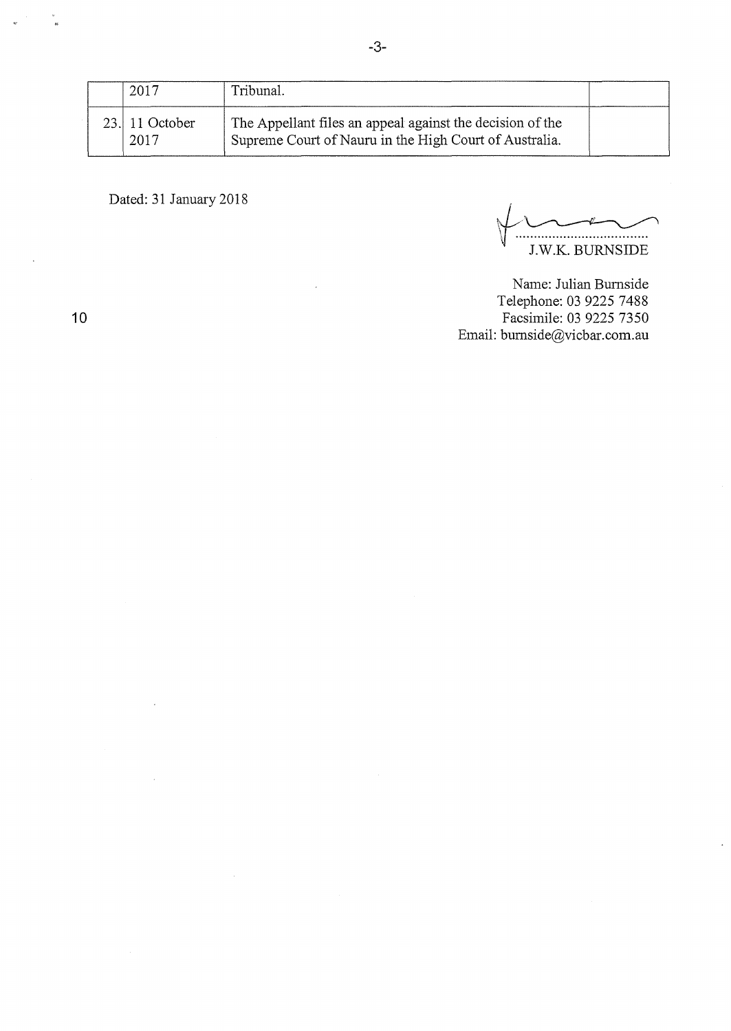| | | | |
|---|---|---|---|
| | 2017 | Tribunal. | |
| 23. | 11 October 2017 | The Appellant files an appeal against the decision of the Supreme Court of Nauru in the High Court of Australia. | |

Dated: 31 January 2018

J.W.K. BURNSIDE

Name: Julian Burnside
Telephone: 03 9225 7488
Facsimile: 03 9225 7350
Email: burnside@vicbar.com.au